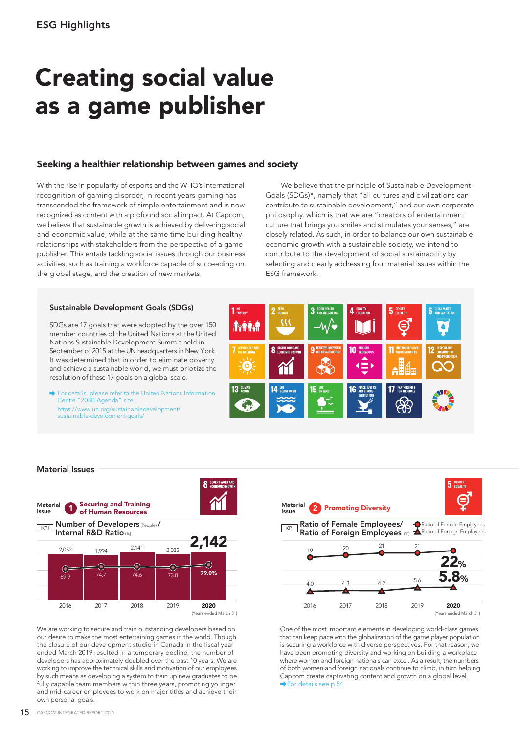ESG Highlights

# Creating social value as a game publisher

## Seeking a healthier relationship between games and society

With the rise in popularity of esports and the WHO's international recognition of gaming disorder, in recent years gaming has transcended the framework of simple entertainment and is now recognized as content with a profound social impact. At Capcom, we believe that sustainable growth is achieved by delivering social and economic value, while at the same time building healthy relationships with stakeholders from the perspective of a game publisher. This entails tackling social issues through our business activities, such as training a workforce capable of succeeding on the global stage, and the creation of new markets.

We believe that the principle of Sustainable Development Goals (SDGs)*, namely that "all cultures and civilizations can contribute to sustainable development," and our own corporate philosophy, which is that we are "creators of entertainment culture that brings you smiles and stimulates your senses," are closely related. As such, in order to balance our own sustainable economic growth with a sustainable society, we intend to contribute to the development of social sustainability by selecting and clearly addressing four material issues within the ESG framework.

### Sustainable Development Goals (SDGs)

SDGs are 17 goals that were adopted by the over 150 member countries of the United Nations at the United Nations Sustainable Development Summit held in September of 2015 at the UN headquarters in New York. It was determined that in order to eliminate poverty and achieve a sustainable world, we must priotize the resolution of these 17 goals on a global scale.

➡ For details, please refer to the United Nations Information Centre "2030 Agenda" site.
https://www.un.org/sustainabledevelopment/sustainable-development-goals/

1 NO POVERTY · 2 ZERO HUNGER · 3 GOOD HEALTH AND WELL-BEING · 4 QUALITY EDUCATION · 5 GENDER EQUALITY · 6 CLEAN WATER AND SANITATION · 7 AFFORDABLE AND CLEAN ENERGY · 8 DECENT WORK AND ECONOMIC GROWTH · 9 INDUSTRY, INNOVATION AND INFRASTRUCTURE · 10 REDUCED INEQUALITIES · 11 SUSTAINABLE CITIES AND COMMUNITIES · 12 RESPONSIBLE CONSUMPTION AND PRODUCTION · 13 CLIMATE ACTION · 14 LIFE BELOW WATER · 15 LIFE ON LAND · 16 PEACE, JUSTICE AND STRONG INSTITUTIONS · 17 PARTNERSHIPS FOR THE GOALS

## Material Issues

### Material Issue 1 Securing and Training of Human Resources

8 DECENT WORK AND ECONOMIC GROWTH

KPI Number of Developers (People) / Internal R&D Ratio (%)

| | 2016 | 2017 | 2018 | 2019 | 2020 |
|---|---|---|---|---|---|
| Number of Developers (People) | 2,052 | 1,994 | 2,141 | 2,032 | 2,142 |
| Internal R&D Ratio (%) | 69.9 | 74.7 | 74.6 | 73.0 | 79.0% |

(Years ended March 31)

We are working to secure and train outstanding developers based on our desire to make the most entertaining games in the world. Though the closure of our development studio in Canada in the fiscal year ended March 2019 resulted in a temporary decline, the number of developers has approximately doubled over the past 10 years. We are working to improve the technical skills and motivation of our employees by such means as developing a system to train up new graduates to be fully capable team members within three years, promoting younger and mid-career employees to work on major titles and achieve their own personal goals.

### Material Issue 2 Promoting Diversity

5 GENDER EQUALITY

KPI Ratio of Female Employees/ Ratio of Foreign Employees (%)

| | 2016 | 2017 | 2018 | 2019 | 2020 |
|---|---|---|---|---|---|
| Ratio of Female Employees | 19 | 20 | 21 | 21 | 22% |
| Ratio of Foreign Employees | 4.0 | 4.3 | 4.2 | 5.6 | 5.8% |

(Years ended March 31)

One of the most important elements in developing world-class games that can keep pace with the globalization of the game player population is securing a workforce with diverse perspectives. For that reason, we have been promoting diversity and working on building a workplace where women and foreign nationals can excel. As a result, the numbers of both women and foreign nationals continue to climb, in turn helping Capcom create captivating content and growth on a global level.

➡ For details see p.54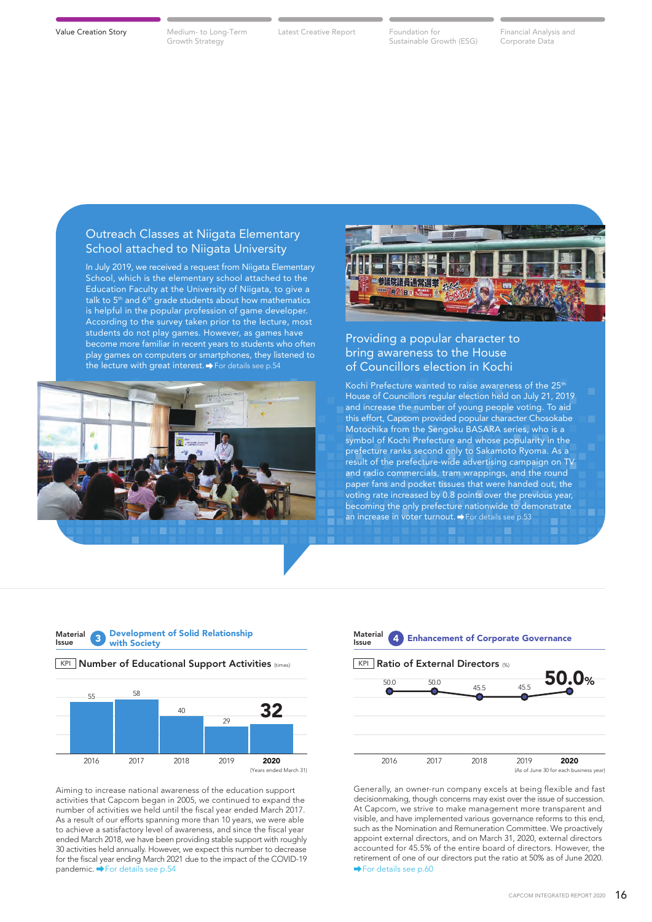## Outreach Classes at Niigata Elementary School attached to Niigata University

In July 2019, we received a request from Niigata Elementary School, which is the elementary school attached to the Education Faculty at the University of Niigata, to give a talk to 5th and 6th grade students about how mathematics is helpful in the popular profession of game developer. According to the survey taken prior to the lecture, most students do not play games. However, as games have become more familiar in recent years to students who often play games on computers or smartphones, they listened to the lecture with great interest. ➡ For details see p.54

## Providing a popular character to bring awareness to the House of Councillors election in Kochi

Kochi Prefecture wanted to raise awareness of the 25th House of Councillors regular election held on July 21, 2019 and increase the number of young people voting. To aid this effort, Capcom provided popular character Chosokabe Motochika from the Sengoku BASARA series, who is a symbol of Kochi Prefecture and whose popularity in the prefecture ranks second only to Sakamoto Ryoma. As a result of the prefecture-wide advertising campaign on TV and radio commercials, tram wrappings, and the round paper fans and pocket tissues that were handed out, the voting rate increased by 0.8 points over the previous year, becoming the only prefecture nationwide to demonstrate an increase in voter turnout. ➡ For details see p.53

---

Material Issue **3** **Development of Solid Relationship with Society**

KPI **Number of Educational Support Activities** (times)

55
58
40
29
32
2016
2017
2018
2019
2020
(Years ended March 31)

Aiming to increase national awareness of the education support activities that Capcom began in 2005, we continued to expand the number of activities we held until the fiscal year ended March 2017. As a result of our efforts spanning more than 10 years, we were able to achieve a satisfactory level of awareness, and since the fiscal year ended March 2018, we have been providing stable support with roughly 30 activities held annually. However, we expect this number to decrease for the fiscal year ending March 2021 due to the impact of the COVID-19 pandemic. ➡ For details see p.54

Material Issue **4** **Enhancement of Corporate Governance**

KPI **Ratio of External Directors** (%)

50.0
50.0
45.5
45.5
50.0%
2016
2017
2018
2019
2020
(As of June 30 for each business year)

Generally, an owner-run company excels at being flexible and fast decisionmaking, though concerns may exist over the issue of succession. At Capcom, we strive to make management more transparent and visible, and have implemented various governance reforms to this end, such as the Nomination and Remuneration Committee. We proactively appoint external directors, and on March 31, 2020, external directors accounted for 45.5% of the entire board of directors. However, the retirement of one of our directors put the ratio at 50% as of June 2020. ➡ For details see p.60